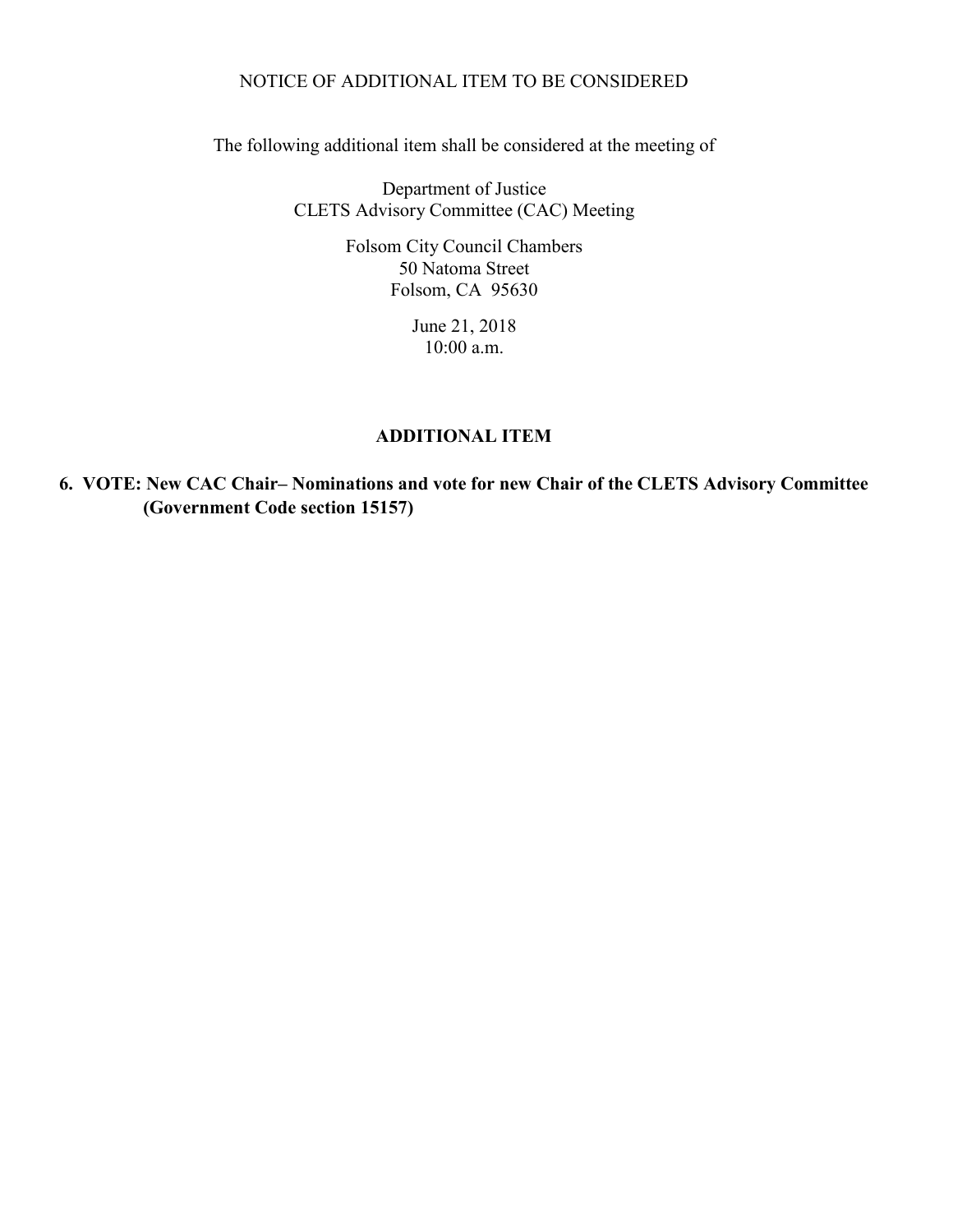NOTICE OF ADDITIONAL ITEM TO BE CONSIDERED

The following additional item shall be considered at the meeting of

Department of Justice
CLETS Advisory Committee (CAC) Meeting

Folsom City Council Chambers
50 Natoma Street
Folsom, CA 95630

June 21, 2018
10:00 a.m.

## ADDITIONAL ITEM

**6. VOTE: New CAC Chair– Nominations and vote for new Chair of the CLETS Advisory Committee (Government Code section 15157)**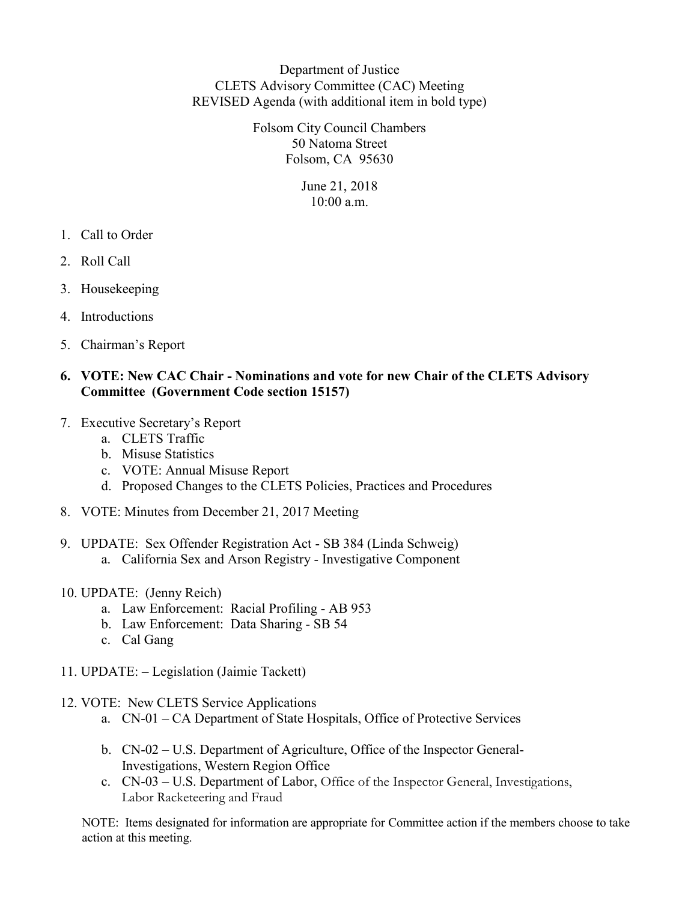Department of Justice
CLETS Advisory Committee (CAC) Meeting
REVISED Agenda (with additional item in bold type)

Folsom City Council Chambers
50 Natoma Street
Folsom, CA 95630

June 21, 2018
10:00 a.m.

1. Call to Order
2. Roll Call
3. Housekeeping
4. Introductions
5. Chairman's Report
6. **VOTE: New CAC Chair - Nominations and vote for new Chair of the CLETS Advisory Committee (Government Code section 15157)**
7. Executive Secretary's Report
   a. CLETS Traffic
   b. Misuse Statistics
   c. VOTE: Annual Misuse Report
   d. Proposed Changes to the CLETS Policies, Practices and Procedures
8. VOTE: Minutes from December 21, 2017 Meeting
9. UPDATE: Sex Offender Registration Act - SB 384 (Linda Schweig)
   a. California Sex and Arson Registry - Investigative Component
10. UPDATE: (Jenny Reich)
    a. Law Enforcement: Racial Profiling - AB 953
    b. Law Enforcement: Data Sharing - SB 54
    c. Cal Gang
11. UPDATE: – Legislation (Jaimie Tackett)
12. VOTE: New CLETS Service Applications
    a. CN-01 – CA Department of State Hospitals, Office of Protective Services
    b. CN-02 – U.S. Department of Agriculture, Office of the Inspector General-Investigations, Western Region Office
    c. CN-03 – U.S. Department of Labor, Office of the Inspector General, Investigations, Labor Racketeering and Fraud

NOTE: Items designated for information are appropriate for Committee action if the members choose to take action at this meeting.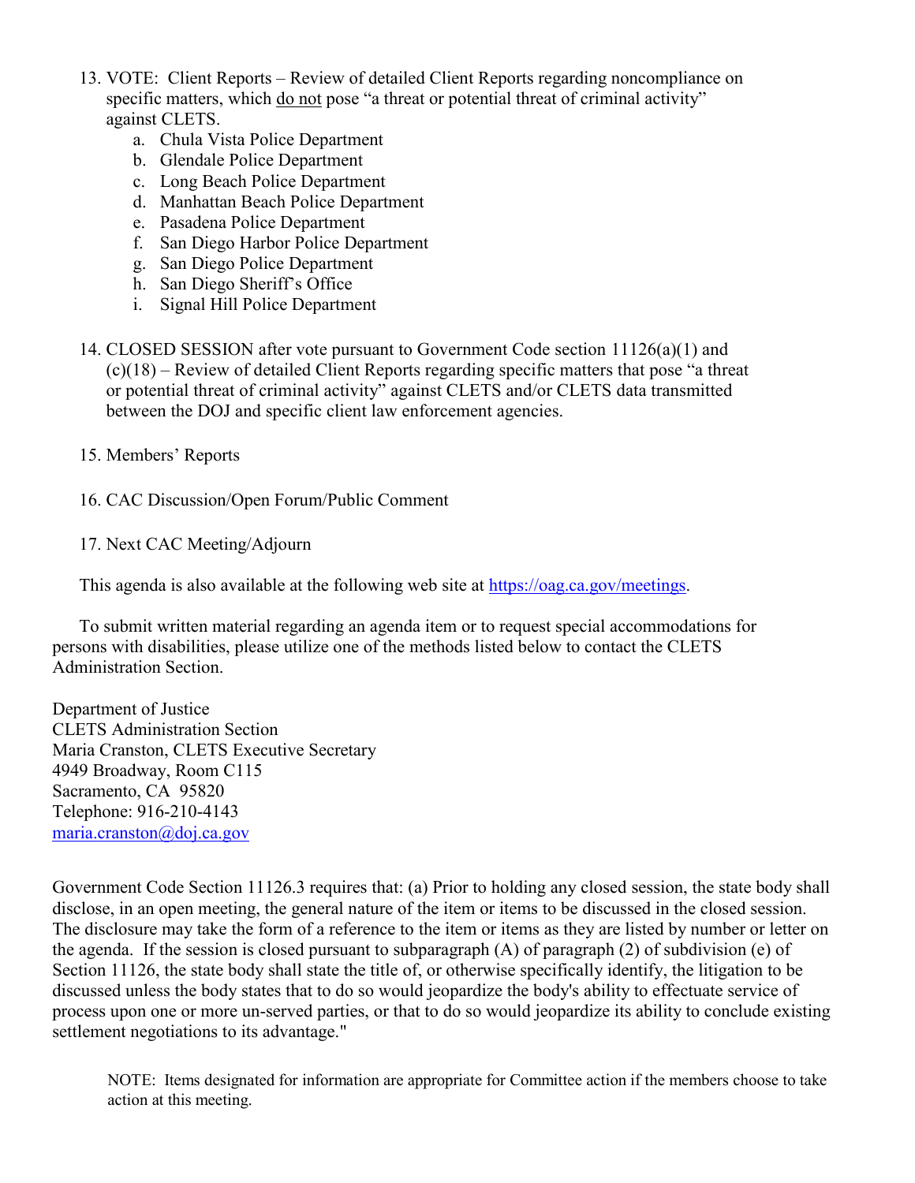13. VOTE: Client Reports – Review of detailed Client Reports regarding noncompliance on specific matters, which <u>do not</u> pose "a threat or potential threat of criminal activity" against CLETS.
    a. Chula Vista Police Department
    b. Glendale Police Department
    c. Long Beach Police Department
    d. Manhattan Beach Police Department
    e. Pasadena Police Department
    f. San Diego Harbor Police Department
    g. San Diego Police Department
    h. San Diego Sheriff's Office
    i. Signal Hill Police Department

14. CLOSED SESSION after vote pursuant to Government Code section 11126(a)(1) and (c)(18) – Review of detailed Client Reports regarding specific matters that pose "a threat or potential threat of criminal activity" against CLETS and/or CLETS data transmitted between the DOJ and specific client law enforcement agencies.

15. Members' Reports

16. CAC Discussion/Open Forum/Public Comment

17. Next CAC Meeting/Adjourn

This agenda is also available at the following web site at [https://oag.ca.gov/meetings](https://oag.ca.gov/meetings).

To submit written material regarding an agenda item or to request special accommodations for persons with disabilities, please utilize one of the methods listed below to contact the CLETS Administration Section.

Department of Justice
CLETS Administration Section
Maria Cranston, CLETS Executive Secretary
4949 Broadway, Room C115
Sacramento, CA 95820
Telephone: 916-210-4143
[maria.cranston@doj.ca.gov](mailto:maria.cranston@doj.ca.gov)

Government Code Section 11126.3 requires that: (a) Prior to holding any closed session, the state body shall disclose, in an open meeting, the general nature of the item or items to be discussed in the closed session. The disclosure may take the form of a reference to the item or items as they are listed by number or letter on the agenda. If the session is closed pursuant to subparagraph (A) of paragraph (2) of subdivision (e) of Section 11126, the state body shall state the title of, or otherwise specifically identify, the litigation to be discussed unless the body states that to do so would jeopardize the body's ability to effectuate service of process upon one or more un-served parties, or that to do so would jeopardize its ability to conclude existing settlement negotiations to its advantage."

NOTE: Items designated for information are appropriate for Committee action if the members choose to take action at this meeting.